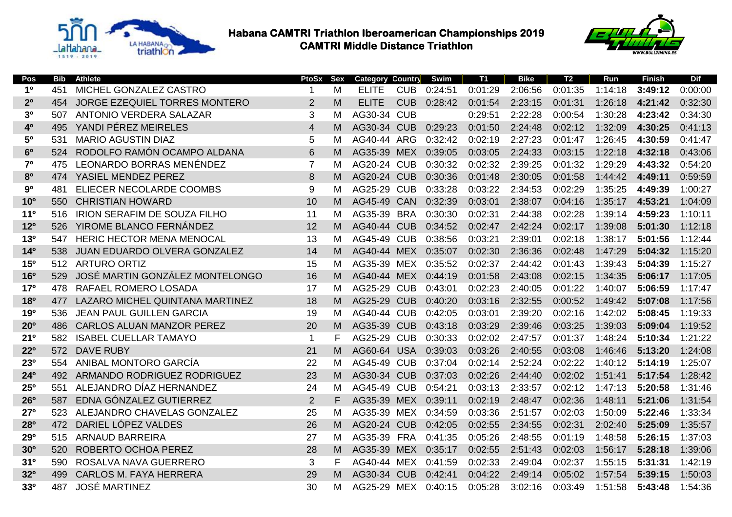# Habana CAMTRI Triathlon Iberoamerican Championships 2019
## CAMTRI Middle Distance Triathlon

| Pos | Bib | Athlete | PtoSx | Sex | Category | Country | Swim | T1 | Bike | T2 | Run | Finish | Dif |
|---|---|---|---|---|---|---|---|---|---|---|---|---|---|
| 1º | 451 | MICHEL GONZALEZ CASTRO | 1 | M | ELITE | CUB | 0:24:51 | 0:01:29 | 2:06:56 | 0:01:35 | 1:14:18 | **3:49:12** | 0:00:00 |
| 2º | 454 | JORGE EZEQUIEL TORRES MONTERO | 2 | M | ELITE | CUB | 0:28:42 | 0:01:54 | 2:23:15 | 0:01:31 | 1:26:18 | **4:21:42** | 0:32:30 |
| 3º | 507 | ANTONIO VERDERA SALAZAR | 3 | M | AG30-34 | CUB | | 0:29:51 | 2:22:28 | 0:00:54 | 1:30:28 | **4:23:42** | 0:34:30 |
| 4º | 495 | YANDI PÉREZ MEIRELES | 4 | M | AG30-34 | CUB | 0:29:23 | 0:01:50 | 2:24:48 | 0:02:12 | 1:32:09 | **4:30:25** | 0:41:13 |
| 5º | 531 | MARIO AGUSTIN DIAZ | 5 | M | AG40-44 | ARG | 0:32:42 | 0:02:19 | 2:27:23 | 0:01:47 | 1:26:45 | **4:30:59** | 0:41:47 |
| 6º | 524 | RODOLFO RAMÓN OCAMPO ALDANA | 6 | M | AG35-39 | MEX | 0:39:05 | 0:03:05 | 2:24:33 | 0:03:15 | 1:22:18 | **4:32:18** | 0:43:06 |
| 7º | 475 | LEONARDO BORRAS MENÉNDEZ | 7 | M | AG20-24 | CUB | 0:30:32 | 0:02:32 | 2:39:25 | 0:01:32 | 1:29:29 | **4:43:32** | 0:54:20 |
| 8º | 474 | YASIEL MENDEZ PEREZ | 8 | M | AG20-24 | CUB | 0:30:36 | 0:01:48 | 2:30:05 | 0:01:58 | 1:44:42 | **4:49:11** | 0:59:59 |
| 9º | 481 | ELIECER NECOLARDE COOMBS | 9 | M | AG25-29 | CUB | 0:33:28 | 0:03:22 | 2:34:53 | 0:02:29 | 1:35:25 | **4:49:39** | 1:00:27 |
| 10º | 550 | CHRISTIAN HOWARD | 10 | M | AG45-49 | CAN | 0:32:39 | 0:03:01 | 2:38:07 | 0:04:16 | 1:35:17 | **4:53:21** | 1:04:09 |
| 11º | 516 | IRION SERAFIM DE SOUZA FILHO | 11 | M | AG35-39 | BRA | 0:30:30 | 0:02:31 | 2:44:38 | 0:02:28 | 1:39:14 | **4:59:23** | 1:10:11 |
| 12º | 526 | YIROME BLANCO FERNÁNDEZ | 12 | M | AG40-44 | CUB | 0:34:52 | 0:02:47 | 2:42:24 | 0:02:17 | 1:39:08 | **5:01:30** | 1:12:18 |
| 13º | 547 | HERIC HECTOR MENA MENOCAL | 13 | M | AG45-49 | CUB | 0:38:56 | 0:03:21 | 2:39:01 | 0:02:18 | 1:38:17 | **5:01:56** | 1:12:44 |
| 14º | 538 | JUAN EDUARDO OLVERA GONZALEZ | 14 | M | AG40-44 | MEX | 0:35:07 | 0:02:30 | 2:36:36 | 0:02:48 | 1:47:29 | **5:04:32** | 1:15:20 |
| 15º | 512 | ARTURO ORTIZ | 15 | M | AG35-39 | MEX | 0:35:52 | 0:02:37 | 2:44:42 | 0:01:43 | 1:39:43 | **5:04:39** | 1:15:27 |
| 16º | 529 | JOSÉ MARTIN GONZÁLEZ MONTELONGO | 16 | M | AG40-44 | MEX | 0:44:19 | 0:01:58 | 2:43:08 | 0:02:15 | 1:34:35 | **5:06:17** | 1:17:05 |
| 17º | 478 | RAFAEL ROMERO LOSADA | 17 | M | AG25-29 | CUB | 0:43:01 | 0:02:23 | 2:40:05 | 0:01:22 | 1:40:07 | **5:06:59** | 1:17:47 |
| 18º | 477 | LAZARO MICHEL QUINTANA MARTINEZ | 18 | M | AG25-29 | CUB | 0:40:20 | 0:03:16 | 2:32:55 | 0:00:52 | 1:49:42 | **5:07:08** | 1:17:56 |
| 19º | 536 | JEAN PAUL GUILLEN GARCIA | 19 | M | AG40-44 | CUB | 0:42:05 | 0:03:01 | 2:39:20 | 0:02:16 | 1:42:02 | **5:08:45** | 1:19:33 |
| 20º | 486 | CARLOS ALUAN MANZOR PEREZ | 20 | M | AG35-39 | CUB | 0:43:18 | 0:03:29 | 2:39:46 | 0:03:25 | 1:39:03 | **5:09:04** | 1:19:52 |
| 21º | 582 | ISABEL CUELLAR TAMAYO | 1 | F | AG25-29 | CUB | 0:30:33 | 0:02:02 | 2:47:57 | 0:01:37 | 1:48:24 | **5:10:34** | 1:21:22 |
| 22º | 572 | DAVE RUBY | 21 | M | AG60-64 | USA | 0:39:03 | 0:03:26 | 2:40:55 | 0:03:08 | 1:46:46 | **5:13:20** | 1:24:08 |
| 23º | 554 | ANIBAL MONTORO GARCÍA | 22 | M | AG45-49 | CUB | 0:37:04 | 0:02:14 | 2:52:24 | 0:02:22 | 1:40:12 | **5:14:19** | 1:25:07 |
| 24º | 492 | ARMANDO RODRIGUEZ RODRIGUEZ | 23 | M | AG30-34 | CUB | 0:37:03 | 0:02:26 | 2:44:40 | 0:02:02 | 1:51:41 | **5:17:54** | 1:28:42 |
| 25º | 551 | ALEJANDRO DÍAZ HERNANDEZ | 24 | M | AG45-49 | CUB | 0:54:21 | 0:03:13 | 2:33:57 | 0:02:12 | 1:47:13 | **5:20:58** | 1:31:46 |
| 26º | 587 | EDNA GÓNZALEZ GUTIERREZ | 2 | F | AG35-39 | MEX | 0:39:11 | 0:02:19 | 2:48:47 | 0:02:36 | 1:48:11 | **5:21:06** | 1:31:54 |
| 27º | 523 | ALEJANDRO CHAVELAS GONZALEZ | 25 | M | AG35-39 | MEX | 0:34:59 | 0:03:36 | 2:51:57 | 0:02:03 | 1:50:09 | **5:22:46** | 1:33:34 |
| 28º | 472 | DARIEL LÓPEZ VALDES | 26 | M | AG20-24 | CUB | 0:42:05 | 0:02:55 | 2:34:55 | 0:02:31 | 2:02:40 | **5:25:09** | 1:35:57 |
| 29º | 515 | ARNAUD BARREIRA | 27 | M | AG35-39 | FRA | 0:41:35 | 0:05:26 | 2:48:55 | 0:01:19 | 1:48:58 | **5:26:15** | 1:37:03 |
| 30º | 520 | ROBERTO OCHOA PEREZ | 28 | M | AG35-39 | MEX | 0:35:17 | 0:02:55 | 2:51:43 | 0:02:03 | 1:56:17 | **5:28:18** | 1:39:06 |
| 31º | 590 | ROSALVA NAVA GUERRERO | 3 | F | AG40-44 | MEX | 0:41:59 | 0:02:33 | 2:49:04 | 0:02:37 | 1:55:15 | **5:31:31** | 1:42:19 |
| 32º | 499 | CARLOS M. FAYA HERRERA | 29 | M | AG30-34 | CUB | 0:42:41 | 0:04:22 | 2:49:14 | 0:05:02 | 1:57:54 | **5:39:15** | 1:50:03 |
| 33º | 487 | JOSÉ MARTINEZ | 30 | M | AG25-29 | MEX | 0:40:15 | 0:05:28 | 3:02:16 | 0:03:49 | 1:51:58 | **5:43:48** | 1:54:36 |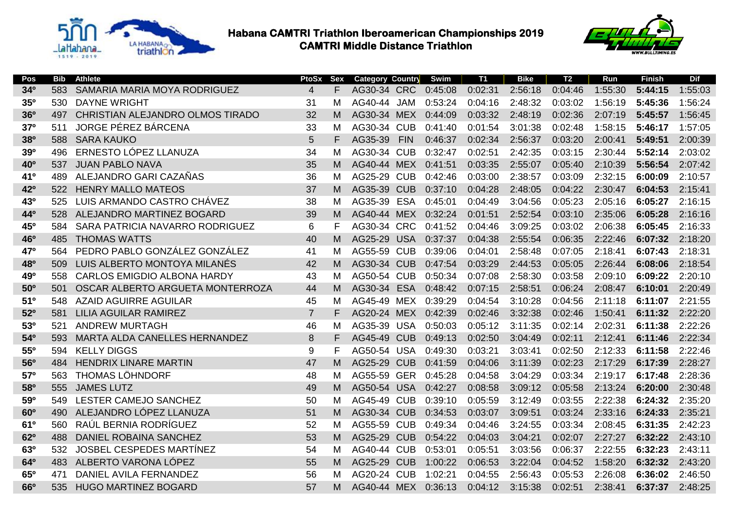# Habana CAMTRI Triathlon Iberoamerican Championships 2019
## CAMTRI Middle Distance Triathlon

| Pos | Bib | Athlete | PtoSx | Sex | Category | Country | Swim | T1 | Bike | T2 | Run | Finish | Dif |
|---|---|---|---|---|---|---|---|---|---|---|---|---|---|
| 34º | 583 | SAMARIA MARIA MOYA RODRIGUEZ | 4 | F | AG30-34 | CRC | 0:45:08 | 0:02:31 | 2:56:18 | 0:04:46 | 1:55:30 | **5:44:15** | 1:55:03 |
| 35º | 530 | DAYNE WRIGHT | 31 | M | AG40-44 | JAM | 0:53:24 | 0:04:16 | 2:48:32 | 0:03:02 | 1:56:19 | **5:45:36** | 1:56:24 |
| 36º | 497 | CHRISTIAN ALEJANDRO OLMOS TIRADO | 32 | M | AG30-34 | MEX | 0:44:09 | 0:03:32 | 2:48:19 | 0:02:36 | 2:07:19 | **5:45:57** | 1:56:45 |
| 37º | 511 | JORGE PÉREZ BÁRCENA | 33 | M | AG30-34 | CUB | 0:41:40 | 0:01:54 | 3:01:38 | 0:02:48 | 1:58:15 | **5:46:17** | 1:57:05 |
| 38º | 588 | SARA KAUKO | 5 | F | AG35-39 | FIN | 0:46:37 | 0:02:34 | 2:56:37 | 0:03:20 | 2:00:41 | **5:49:51** | 2:00:39 |
| 39º | 496 | ERNESTO LÓPEZ LLANUZA | 34 | M | AG30-34 | CUB | 0:32:47 | 0:02:51 | 2:42:35 | 0:03:15 | 2:30:44 | **5:52:14** | 2:03:02 |
| 40º | 537 | JUAN PABLO NAVA | 35 | M | AG40-44 | MEX | 0:41:51 | 0:03:35 | 2:55:07 | 0:05:40 | 2:10:39 | **5:56:54** | 2:07:42 |
| 41º | 489 | ALEJANDRO GARI CAZAÑAS | 36 | M | AG25-29 | CUB | 0:42:46 | 0:03:00 | 2:38:57 | 0:03:09 | 2:32:15 | **6:00:09** | 2:10:57 |
| 42º | 522 | HENRY MALLO MATEOS | 37 | M | AG35-39 | CUB | 0:37:10 | 0:04:28 | 2:48:05 | 0:04:22 | 2:30:47 | **6:04:53** | 2:15:41 |
| 43º | 525 | LUIS ARMANDO CASTRO CHÁVEZ | 38 | M | AG35-39 | ESA | 0:45:01 | 0:04:49 | 3:04:56 | 0:05:23 | 2:05:16 | **6:05:27** | 2:16:15 |
| 44º | 528 | ALEJANDRO MARTINEZ BOGARD | 39 | M | AG40-44 | MEX | 0:32:24 | 0:01:51 | 2:52:54 | 0:03:10 | 2:35:06 | **6:05:28** | 2:16:16 |
| 45º | 584 | SARA PATRICIA NAVARRO RODRIGUEZ | 6 | F | AG30-34 | CRC | 0:41:52 | 0:04:46 | 3:09:25 | 0:03:02 | 2:06:38 | **6:05:45** | 2:16:33 |
| 46º | 485 | THOMAS WATTS | 40 | M | AG25-29 | USA | 0:37:37 | 0:04:38 | 2:55:54 | 0:06:35 | 2:22:46 | **6:07:32** | 2:18:20 |
| 47º | 564 | PEDRO PABLO GONZÁLEZ GONZÁLEZ | 41 | M | AG55-59 | CUB | 0:39:06 | 0:04:01 | 2:58:48 | 0:07:05 | 2:18:41 | **6:07:43** | 2:18:31 |
| 48º | 509 | LUIS ALBERTO MONTOYA MILANÉS | 42 | M | AG30-34 | CUB | 0:47:54 | 0:03:29 | 2:44:53 | 0:05:05 | 2:26:44 | **6:08:06** | 2:18:54 |
| 49º | 558 | CARLOS EMIGDIO ALBONA HARDY | 43 | M | AG50-54 | CUB | 0:50:34 | 0:07:08 | 2:58:30 | 0:03:58 | 2:09:10 | **6:09:22** | 2:20:10 |
| 50º | 501 | OSCAR ALBERTO ARGUETA MONTERROZA | 44 | M | AG30-34 | ESA | 0:48:42 | 0:07:15 | 2:58:51 | 0:06:24 | 2:08:47 | **6:10:01** | 2:20:49 |
| 51º | 548 | AZAID AGUIRRE AGUILAR | 45 | M | AG45-49 | MEX | 0:39:29 | 0:04:54 | 3:10:28 | 0:04:56 | 2:11:18 | **6:11:07** | 2:21:55 |
| 52º | 581 | LILIA AGUILAR RAMIREZ | 7 | F | AG20-24 | MEX | 0:42:39 | 0:02:46 | 3:32:38 | 0:02:46 | 1:50:41 | **6:11:32** | 2:22:20 |
| 53º | 521 | ANDREW MURTAGH | 46 | M | AG35-39 | USA | 0:50:03 | 0:05:12 | 3:11:35 | 0:02:14 | 2:02:31 | **6:11:38** | 2:22:26 |
| 54º | 593 | MARTA ALDA CANELLES HERNANDEZ | 8 | F | AG45-49 | CUB | 0:49:13 | 0:02:50 | 3:04:49 | 0:02:11 | 2:12:41 | **6:11:46** | 2:22:34 |
| 55º | 594 | KELLY DIGGS | 9 | F | AG50-54 | USA | 0:49:30 | 0:03:21 | 3:03:41 | 0:02:50 | 2:12:33 | **6:11:58** | 2:22:46 |
| 56º | 484 | HENDRIX LINARE MARTIN | 47 | M | AG25-29 | CUB | 0:41:59 | 0:04:06 | 3:11:39 | 0:02:23 | 2:17:29 | **6:17:39** | 2:28:27 |
| 57º | 563 | THOMAS LÖHNDORF | 48 | M | AG55-59 | GER | 0:45:28 | 0:04:58 | 3:04:29 | 0:03:34 | 2:19:17 | **6:17:48** | 2:28:36 |
| 58º | 555 | JAMES LUTZ | 49 | M | AG50-54 | USA | 0:42:27 | 0:08:58 | 3:09:12 | 0:05:58 | 2:13:24 | **6:20:00** | 2:30:48 |
| 59º | 549 | LESTER CAMEJO SANCHEZ | 50 | M | AG45-49 | CUB | 0:39:10 | 0:05:59 | 3:12:49 | 0:03:55 | 2:22:38 | **6:24:32** | 2:35:20 |
| 60º | 490 | ALEJANDRO LÓPEZ LLANUZA | 51 | M | AG30-34 | CUB | 0:34:53 | 0:03:07 | 3:09:51 | 0:03:24 | 2:33:16 | **6:24:33** | 2:35:21 |
| 61º | 560 | RAÚL BERNIA RODRÍGUEZ | 52 | M | AG55-59 | CUB | 0:49:34 | 0:04:46 | 3:24:55 | 0:03:34 | 2:08:45 | **6:31:35** | 2:42:23 |
| 62º | 488 | DANIEL ROBAINA SANCHEZ | 53 | M | AG25-29 | CUB | 0:54:22 | 0:04:03 | 3:04:21 | 0:02:07 | 2:27:27 | **6:32:22** | 2:43:10 |
| 63º | 532 | JOSBEL CESPEDES MARTÍNEZ | 54 | M | AG40-44 | CUB | 0:53:01 | 0:05:51 | 3:03:56 | 0:06:37 | 2:22:55 | **6:32:23** | 2:43:11 |
| 64º | 483 | ALBERTO VARONA LÓPEZ | 55 | M | AG25-29 | CUB | 1:00:22 | 0:06:53 | 3:22:04 | 0:04:52 | 1:58:20 | **6:32:32** | 2:43:20 |
| 65º | 471 | DANIEL AVILA FERNANDEZ | 56 | M | AG20-24 | CUB | 1:02:21 | 0:04:55 | 2:56:43 | 0:05:53 | 2:26:08 | **6:36:02** | 2:46:50 |
| 66º | 535 | HUGO MARTINEZ BOGARD | 57 | M | AG40-44 | MEX | 0:36:13 | 0:04:12 | 3:15:38 | 0:02:51 | 2:38:41 | **6:37:37** | 2:48:25 |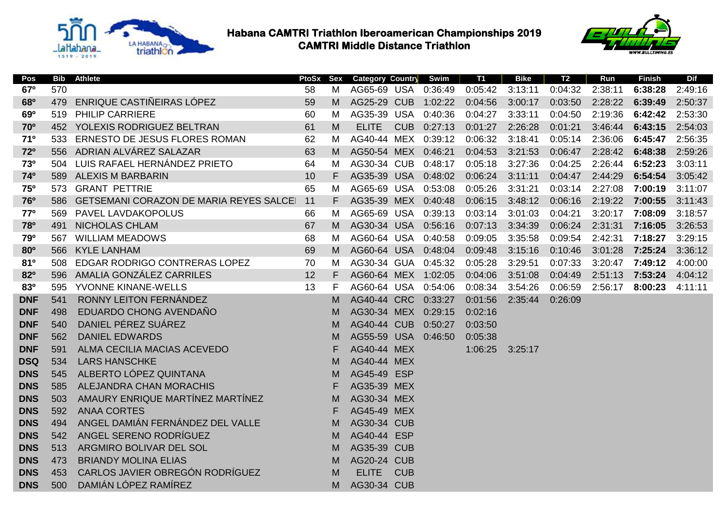# Habana CAMTRI Triathlon Iberoamerican Championships 2019
## CAMTRI Middle Distance Triathlon

| Pos | Bib | Athlete | PtoSx | Sex | Category | Country | Swim | T1 | Bike | T2 | Run | Finish | Dif |
|---|---|---|---|---|---|---|---|---|---|---|---|---|---|
| 67º | 570 | | 58 | M | AG65-69 | USA | 0:36:49 | 0:05:42 | 3:13:11 | 0:04:32 | 2:38:11 | **6:38:28** | 2:49:16 |
| 68º | 479 | ENRIQUE CASTIÑEIRAS LÓPEZ | 59 | M | AG25-29 | CUB | 1:02:22 | 0:04:56 | 3:00:17 | 0:03:50 | 2:28:22 | **6:39:49** | 2:50:37 |
| 69º | 519 | PHILIP CARRIERE | 60 | M | AG35-39 | USA | 0:40:36 | 0:04:27 | 3:33:11 | 0:04:50 | 2:19:36 | **6:42:42** | 2:53:30 |
| 70º | 452 | YOLEXIS RODRIGUEZ BELTRAN | 61 | M | ELITE | CUB | 0:27:13 | 0:01:27 | 2:26:28 | 0:01:21 | 3:46:44 | **6:43:15** | 2:54:03 |
| 71º | 533 | ERNESTO DE JESUS FLORES ROMAN | 62 | M | AG40-44 | MEX | 0:39:12 | 0:06:32 | 3:18:41 | 0:05:14 | 2:36:06 | **6:45:47** | 2:56:35 |
| 72º | 556 | ADRIAN ALVÁREZ SALAZAR | 63 | M | AG50-54 | MEX | 0:46:21 | 0:04:53 | 3:21:53 | 0:06:47 | 2:28:42 | **6:48:38** | 2:59:26 |
| 73º | 504 | LUIS RAFAEL HERNÁNDEZ PRIETO | 64 | M | AG30-34 | CUB | 0:48:17 | 0:05:18 | 3:27:36 | 0:04:25 | 2:26:44 | **6:52:23** | 3:03:11 |
| 74º | 589 | ALEXIS M BARBARIN | 10 | F | AG35-39 | USA | 0:48:02 | 0:06:24 | 3:11:11 | 0:04:47 | 2:44:29 | **6:54:54** | 3:05:42 |
| 75º | 573 | GRANT PETTRIE | 65 | M | AG65-69 | USA | 0:53:08 | 0:05:26 | 3:31:21 | 0:03:14 | 2:27:08 | **7:00:19** | 3:11:07 |
| 76º | 586 | GETSEMANI CORAZON DE MARIA REYES SALCE | 11 | F | AG35-39 | MEX | 0:40:48 | 0:06:15 | 3:48:12 | 0:06:16 | 2:19:22 | **7:00:55** | 3:11:43 |
| 77º | 569 | PAVEL LAVDAKOPOLUS | 66 | M | AG65-69 | USA | 0:39:13 | 0:03:14 | 3:01:03 | 0:04:21 | 3:20:17 | **7:08:09** | 3:18:57 |
| 78º | 491 | NICHOLAS CHLAM | 67 | M | AG30-34 | USA | 0:56:16 | 0:07:13 | 3:34:39 | 0:06:24 | 2:31:31 | **7:16:05** | 3:26:53 |
| 79º | 567 | WILLIAM MEADOWS | 68 | M | AG60-64 | USA | 0:40:58 | 0:09:05 | 3:35:58 | 0:09:54 | 2:42:31 | **7:18:27** | 3:29:15 |
| 80º | 566 | KYLE LANHAM | 69 | M | AG60-64 | USA | 0:48:04 | 0:09:48 | 3:15:16 | 0:10:46 | 3:01:28 | **7:25:24** | 3:36:12 |
| 81º | 508 | EDGAR RODRIGO CONTRERAS LOPEZ | 70 | M | AG30-34 | GUA | 0:45:32 | 0:05:28 | 3:29:51 | 0:07:33 | 3:20:47 | **7:49:12** | 4:00:00 |
| 82º | 596 | AMALIA GONZÁLEZ CARRILES | 12 | F | AG60-64 | MEX | 1:02:05 | 0:04:06 | 3:51:08 | 0:04:49 | 2:51:13 | **7:53:24** | 4:04:12 |
| 83º | 595 | YVONNE KINANE-WELLS | 13 | F | AG60-64 | USA | 0:54:06 | 0:08:34 | 3:54:26 | 0:06:59 | 2:56:17 | **8:00:23** | 4:11:11 |
| **DNF** | 541 | RONNY LEITON FERNÁNDEZ | | M | AG40-44 | CRC | 0:33:27 | 0:01:56 | 2:35:44 | 0:26:09 | | | |
| **DNF** | 498 | EDUARDO CHONG AVENDAÑO | | M | AG30-34 | MEX | 0:29:15 | 0:02:16 | | | | | |
| **DNF** | 540 | DANIEL PÉREZ SUÁREZ | | M | AG40-44 | CUB | 0:50:27 | 0:03:50 | | | | | |
| **DNF** | 562 | DANIEL EDWARDS | | M | AG55-59 | USA | 0:46:50 | 0:05:38 | | | | | |
| **DNF** | 591 | ALMA CECILIA MACIAS ACEVEDO | | F | AG40-44 | MEX | | 1:06:25 | 3:25:17 | | | | |
| **DSQ** | 534 | LARS HANSCHKE | | M | AG40-44 | MEX | | | | | | | |
| **DNS** | 545 | ALBERTO LÓPEZ QUINTANA | | M | AG45-49 | ESP | | | | | | | |
| **DNS** | 585 | ALEJANDRA CHAN MORACHIS | | F | AG35-39 | MEX | | | | | | | |
| **DNS** | 503 | AMAURY ENRIQUE MARTÍNEZ MARTÍNEZ | | M | AG30-34 | MEX | | | | | | | |
| **DNS** | 592 | ANAA CORTES | | F | AG45-49 | MEX | | | | | | | |
| **DNS** | 494 | ANGEL DAMIÁN FERNÁNDEZ DEL VALLE | | M | AG30-34 | CUB | | | | | | | |
| **DNS** | 542 | ANGEL SERENO RODRÍGUEZ | | M | AG40-44 | ESP | | | | | | | |
| **DNS** | 513 | ARGMIRO BOLIVAR DEL SOL | | M | AG35-39 | CUB | | | | | | | |
| **DNS** | 473 | BRIANDY MOLINA ELIAS | | M | AG20-24 | CUB | | | | | | | |
| **DNS** | 453 | CARLOS JAVIER OBREGÓN RODRÍGUEZ | | M | ELITE | CUB | | | | | | | |
| **DNS** | 500 | DAMIÁN LÓPEZ RAMÍREZ | | M | AG30-34 | CUB | | | | | | | |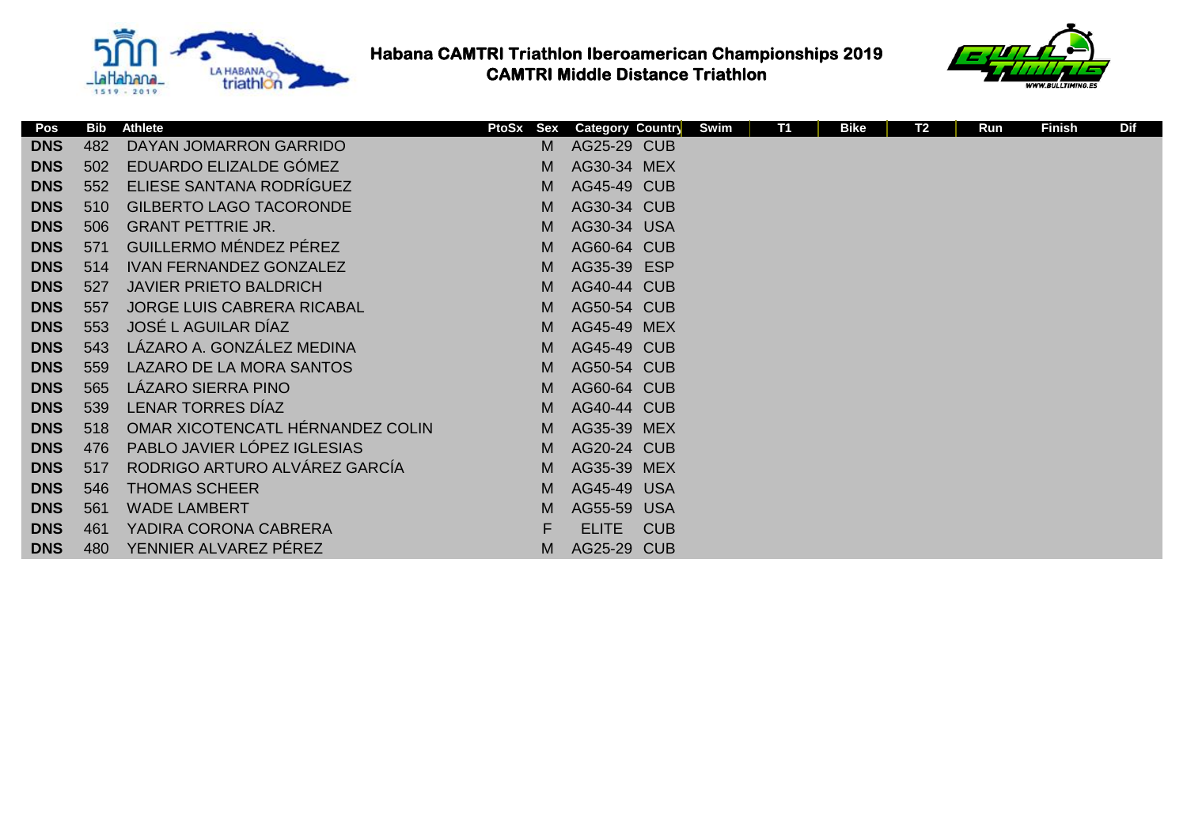# Habana CAMTRI Triathlon Iberoamerican Championships 2019
## CAMTRI Middle Distance Triathlon

| Pos | Bib | Athlete | PtoSx | Sex | Category | Country | Swim | T1 | Bike | T2 | Run | Finish | Dif |
|---|---|---|---|---|---|---|---|---|---|---|---|---|---|
| DNS | 482 | DAYAN JOMARRON GARRIDO | | M | AG25-29 | CUB | | | | | | | |
| DNS | 502 | EDUARDO ELIZALDE GÓMEZ | | M | AG30-34 | MEX | | | | | | | |
| DNS | 552 | ELIESE SANTANA RODRÍGUEZ | | M | AG45-49 | CUB | | | | | | | |
| DNS | 510 | GILBERTO LAGO TACORONDE | | M | AG30-34 | CUB | | | | | | | |
| DNS | 506 | GRANT PETTRIE JR. | | M | AG30-34 | USA | | | | | | | |
| DNS | 571 | GUILLERMO MÉNDEZ PÉREZ | | M | AG60-64 | CUB | | | | | | | |
| DNS | 514 | IVAN FERNANDEZ GONZALEZ | | M | AG35-39 | ESP | | | | | | | |
| DNS | 527 | JAVIER PRIETO BALDRICH | | M | AG40-44 | CUB | | | | | | | |
| DNS | 557 | JORGE LUIS CABRERA RICABAL | | M | AG50-54 | CUB | | | | | | | |
| DNS | 553 | JOSÉ L AGUILAR DÍAZ | | M | AG45-49 | MEX | | | | | | | |
| DNS | 543 | LÁZARO A. GONZÁLEZ MEDINA | | M | AG45-49 | CUB | | | | | | | |
| DNS | 559 | LAZARO DE LA MORA SANTOS | | M | AG50-54 | CUB | | | | | | | |
| DNS | 565 | LÁZARO SIERRA PINO | | M | AG60-64 | CUB | | | | | | | |
| DNS | 539 | LENAR TORRES DÍAZ | | M | AG40-44 | CUB | | | | | | | |
| DNS | 518 | OMAR XICOTENCATL HÉRNANDEZ COLIN | | M | AG35-39 | MEX | | | | | | | |
| DNS | 476 | PABLO JAVIER LÓPEZ IGLESIAS | | M | AG20-24 | CUB | | | | | | | |
| DNS | 517 | RODRIGO ARTURO ALVÁREZ GARCÍA | | M | AG35-39 | MEX | | | | | | | |
| DNS | 546 | THOMAS SCHEER | | M | AG45-49 | USA | | | | | | | |
| DNS | 561 | WADE LAMBERT | | M | AG55-59 | USA | | | | | | | |
| DNS | 461 | YADIRA CORONA CABRERA | | F | ELITE | CUB | | | | | | | |
| DNS | 480 | YENNIER ALVAREZ PÉREZ | | M | AG25-29 | CUB | | | | | | | |